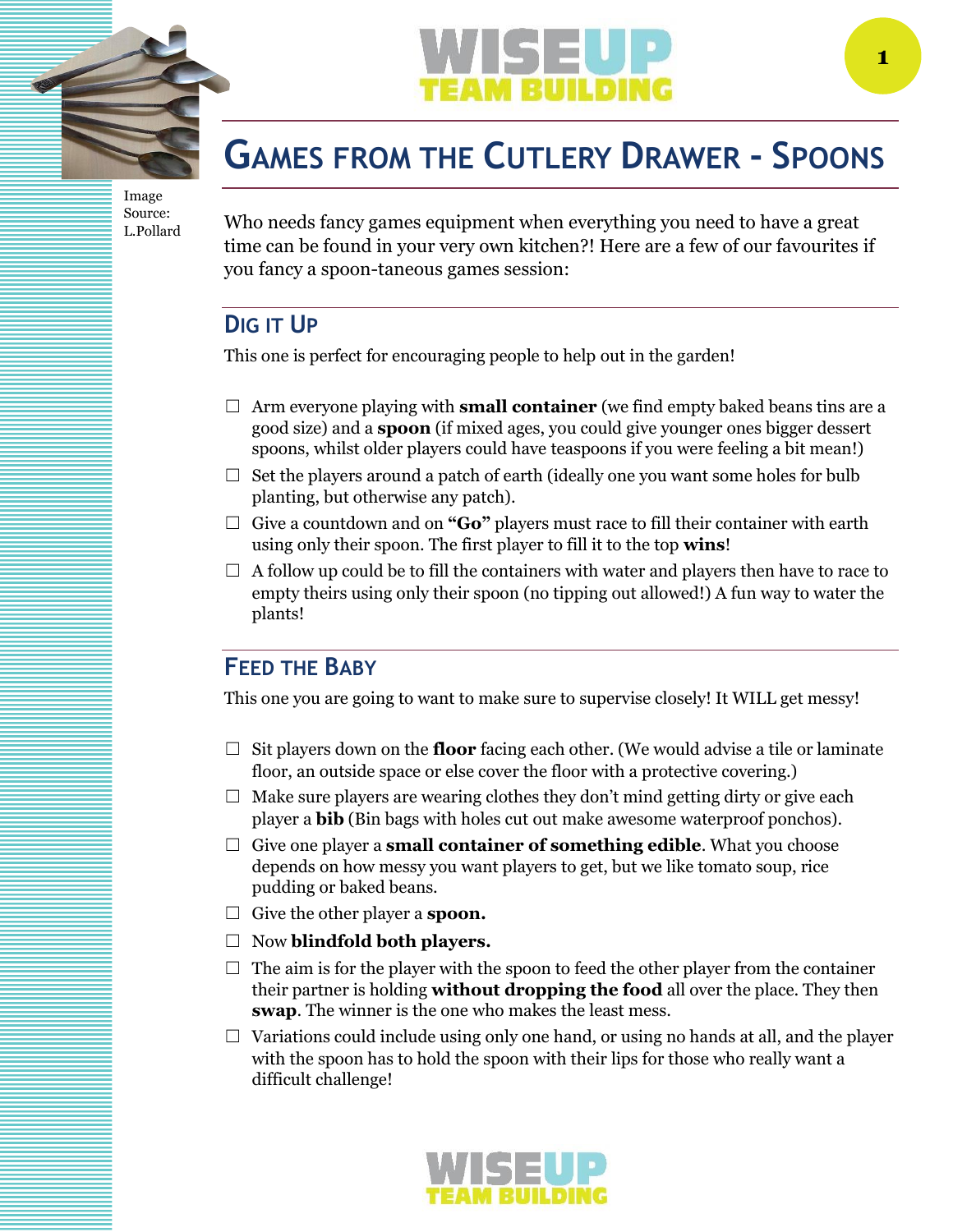# Games from the Cutlery Drawer - Spoons

Image Source: L.Pollard

Who needs fancy games equipment when everything you need to have a great time can be found in your very own kitchen?! Here are a few of our favourites if you fancy a spoon-taneous games session:

## Dig it Up

This one is perfect for encouraging people to help out in the garden!

- ☐ Arm everyone playing with **small container** (we find empty baked beans tins are a good size) and a **spoon** (if mixed ages, you could give younger ones bigger dessert spoons, whilst older players could have teaspoons if you were feeling a bit mean!)
- ☐ Set the players around a patch of earth (ideally one you want some holes for bulb planting, but otherwise any patch).
- ☐ Give a countdown and on **"Go"** players must race to fill their container with earth using only their spoon. The first player to fill it to the top **wins**!
- ☐ A follow up could be to fill the containers with water and players then have to race to empty theirs using only their spoon (no tipping out allowed!) A fun way to water the plants!

## Feed the Baby

This one you are going to want to make sure to supervise closely! It WILL get messy!

- ☐ Sit players down on the **floor** facing each other. (We would advise a tile or laminate floor, an outside space or else cover the floor with a protective covering.)
- ☐ Make sure players are wearing clothes they don't mind getting dirty or give each player a **bib** (Bin bags with holes cut out make awesome waterproof ponchos).
- ☐ Give one player a **small container of something edible**. What you choose depends on how messy you want players to get, but we like tomato soup, rice pudding or baked beans.
- ☐ Give the other player a **spoon.**
- ☐ Now **blindfold both players.**
- ☐ The aim is for the player with the spoon to feed the other player from the container their partner is holding **without dropping the food** all over the place. They then **swap**. The winner is the one who makes the least mess.
- ☐ Variations could include using only one hand, or using no hands at all, and the player with the spoon has to hold the spoon with their lips for those who really want a difficult challenge!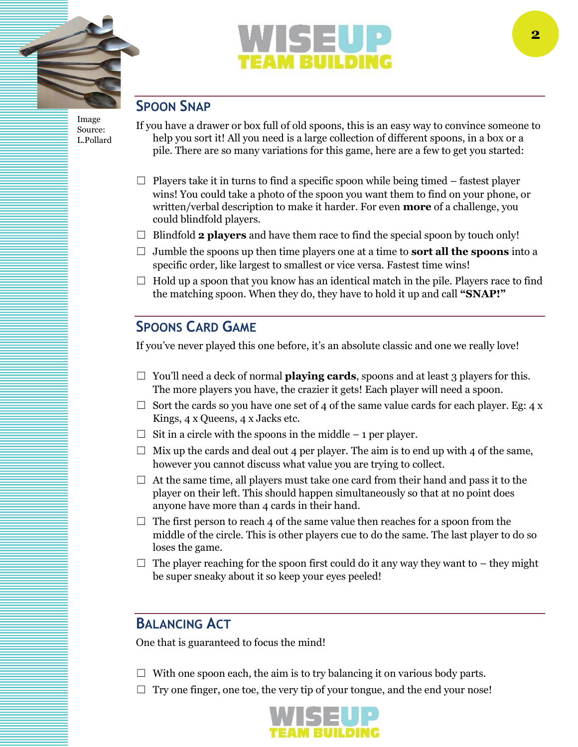Image Source: L.Pollard

## Spoon Snap

If you have a drawer or box full of old spoons, this is an easy way to convince someone to help you sort it! All you need is a large collection of different spoons, in a box or a pile. There are so many variations for this game, here are a few to get you started:

- ☐ Players take it in turns to find a specific spoon while being timed – fastest player wins! You could take a photo of the spoon you want them to find on your phone, or written/verbal description to make it harder. For even **more** of a challenge, you could blindfold players.
- ☐ Blindfold **2 players** and have them race to find the special spoon by touch only!
- ☐ Jumble the spoons up then time players one at a time to **sort all the spoons** into a specific order, like largest to smallest or vice versa. Fastest time wins!
- ☐ Hold up a spoon that you know has an identical match in the pile. Players race to find the matching spoon. When they do, they have to hold it up and call **"SNAP!"**

## Spoons Card Game

If you've never played this one before, it's an absolute classic and one we really love!

- ☐ You'll need a deck of normal **playing cards**, spoons and at least 3 players for this. The more players you have, the crazier it gets! Each player will need a spoon.
- ☐ Sort the cards so you have one set of 4 of the same value cards for each player. Eg: 4 x Kings, 4 x Queens, 4 x Jacks etc.
- ☐ Sit in a circle with the spoons in the middle – 1 per player.
- ☐ Mix up the cards and deal out 4 per player. The aim is to end up with 4 of the same, however you cannot discuss what value you are trying to collect.
- ☐ At the same time, all players must take one card from their hand and pass it to the player on their left. This should happen simultaneously so that at no point does anyone have more than 4 cards in their hand.
- ☐ The first person to reach 4 of the same value then reaches for a spoon from the middle of the circle. This is other players cue to do the same. The last player to do so loses the game.
- ☐ The player reaching for the spoon first could do it any way they want to – they might be super sneaky about it so keep your eyes peeled!

## Balancing Act

One that is guaranteed to focus the mind!

- ☐ With one spoon each, the aim is to try balancing it on various body parts.
- ☐ Try one finger, one toe, the very tip of your tongue, and the end your nose!